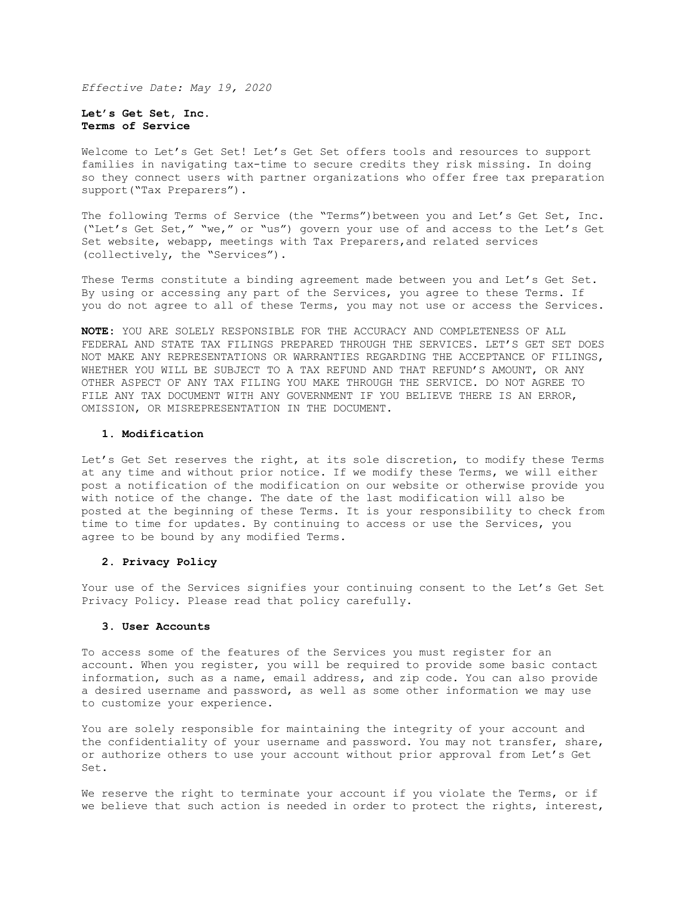*Effective Date: May 19, 2020*

**Let's Get Set, Inc.**
**Terms of Service**

Welcome to Let's Get Set! Let's Get Set offers tools and resources to support families in navigating tax-time to secure credits they risk missing. In doing so they connect users with partner organizations who offer free tax preparation support("Tax Preparers").

The following Terms of Service (the "Terms")between you and Let's Get Set, Inc. ("Let's Get Set," "we," or "us") govern your use of and access to the Let's Get Set website, webapp, meetings with Tax Preparers,and related services (collectively, the "Services").

These Terms constitute a binding agreement made between you and Let's Get Set. By using or accessing any part of the Services, you agree to these Terms. If you do not agree to all of these Terms, you may not use or access the Services.

**NOTE**: YOU ARE SOLELY RESPONSIBLE FOR THE ACCURACY AND COMPLETENESS OF ALL FEDERAL AND STATE TAX FILINGS PREPARED THROUGH THE SERVICES. LET'S GET SET DOES NOT MAKE ANY REPRESENTATIONS OR WARRANTIES REGARDING THE ACCEPTANCE OF FILINGS, WHETHER YOU WILL BE SUBJECT TO A TAX REFUND AND THAT REFUND'S AMOUNT, OR ANY OTHER ASPECT OF ANY TAX FILING YOU MAKE THROUGH THE SERVICE. DO NOT AGREE TO FILE ANY TAX DOCUMENT WITH ANY GOVERNMENT IF YOU BELIEVE THERE IS AN ERROR, OMISSION, OR MISREPRESENTATION IN THE DOCUMENT.

### 1. Modification

Let's Get Set reserves the right, at its sole discretion, to modify these Terms at any time and without prior notice. If we modify these Terms, we will either post a notification of the modification on our website or otherwise provide you with notice of the change. The date of the last modification will also be posted at the beginning of these Terms. It is your responsibility to check from time to time for updates. By continuing to access or use the Services, you agree to be bound by any modified Terms.

### 2. Privacy Policy

Your use of the Services signifies your continuing consent to the Let's Get Set Privacy Policy. Please read that policy carefully.

### 3. User Accounts

To access some of the features of the Services you must register for an account. When you register, you will be required to provide some basic contact information, such as a name, email address, and zip code. You can also provide a desired username and password, as well as some other information we may use to customize your experience.

You are solely responsible for maintaining the integrity of your account and the confidentiality of your username and password. You may not transfer, share, or authorize others to use your account without prior approval from Let's Get Set.

We reserve the right to terminate your account if you violate the Terms, or if we believe that such action is needed in order to protect the rights, interest,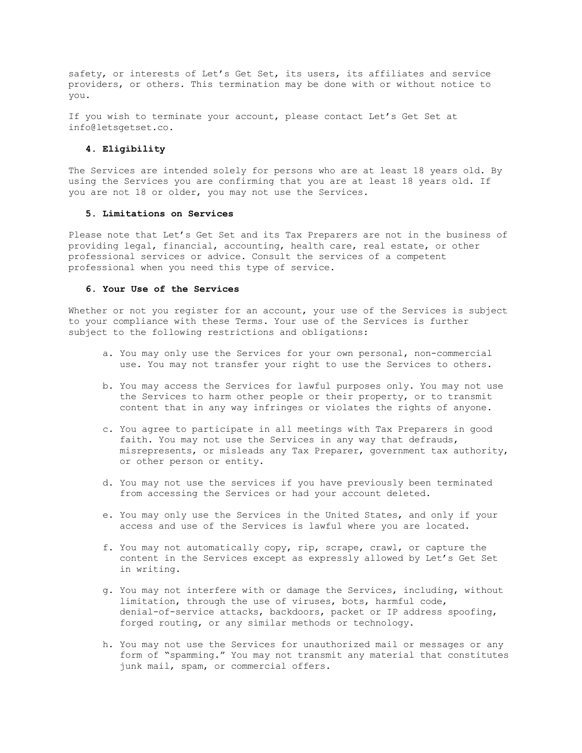safety, or interests of Let’s Get Set, its users, its affiliates and service providers, or others. This termination may be done with or without notice to you.

If you wish to terminate your account, please contact Let’s Get Set at info@letsgetset.co.

### 4. Eligibility

The Services are intended solely for persons who are at least 18 years old. By using the Services you are confirming that you are at least 18 years old. If you are not 18 or older, you may not use the Services.

### 5. Limitations on Services

Please note that Let’s Get Set and its Tax Preparers are not in the business of providing legal, financial, accounting, health care, real estate, or other professional services or advice. Consult the services of a competent professional when you need this type of service.

### 6. Your Use of the Services

Whether or not you register for an account, your use of the Services is subject to your compliance with these Terms. Your use of the Services is further subject to the following restrictions and obligations:

a. You may only use the Services for your own personal, non-commercial use. You may not transfer your right to use the Services to others.

b. You may access the Services for lawful purposes only. You may not use the Services to harm other people or their property, or to transmit content that in any way infringes or violates the rights of anyone.

c. You agree to participate in all meetings with Tax Preparers in good faith. You may not use the Services in any way that defrauds, misrepresents, or misleads any Tax Preparer, government tax authority, or other person or entity.

d. You may not use the services if you have previously been terminated from accessing the Services or had your account deleted.

e. You may only use the Services in the United States, and only if your access and use of the Services is lawful where you are located.

f. You may not automatically copy, rip, scrape, crawl, or capture the content in the Services except as expressly allowed by Let’s Get Set in writing.

g. You may not interfere with or damage the Services, including, without limitation, through the use of viruses, bots, harmful code, denial-of-service attacks, backdoors, packet or IP address spoofing, forged routing, or any similar methods or technology.

h. You may not use the Services for unauthorized mail or messages or any form of “spamming.” You may not transmit any material that constitutes junk mail, spam, or commercial offers.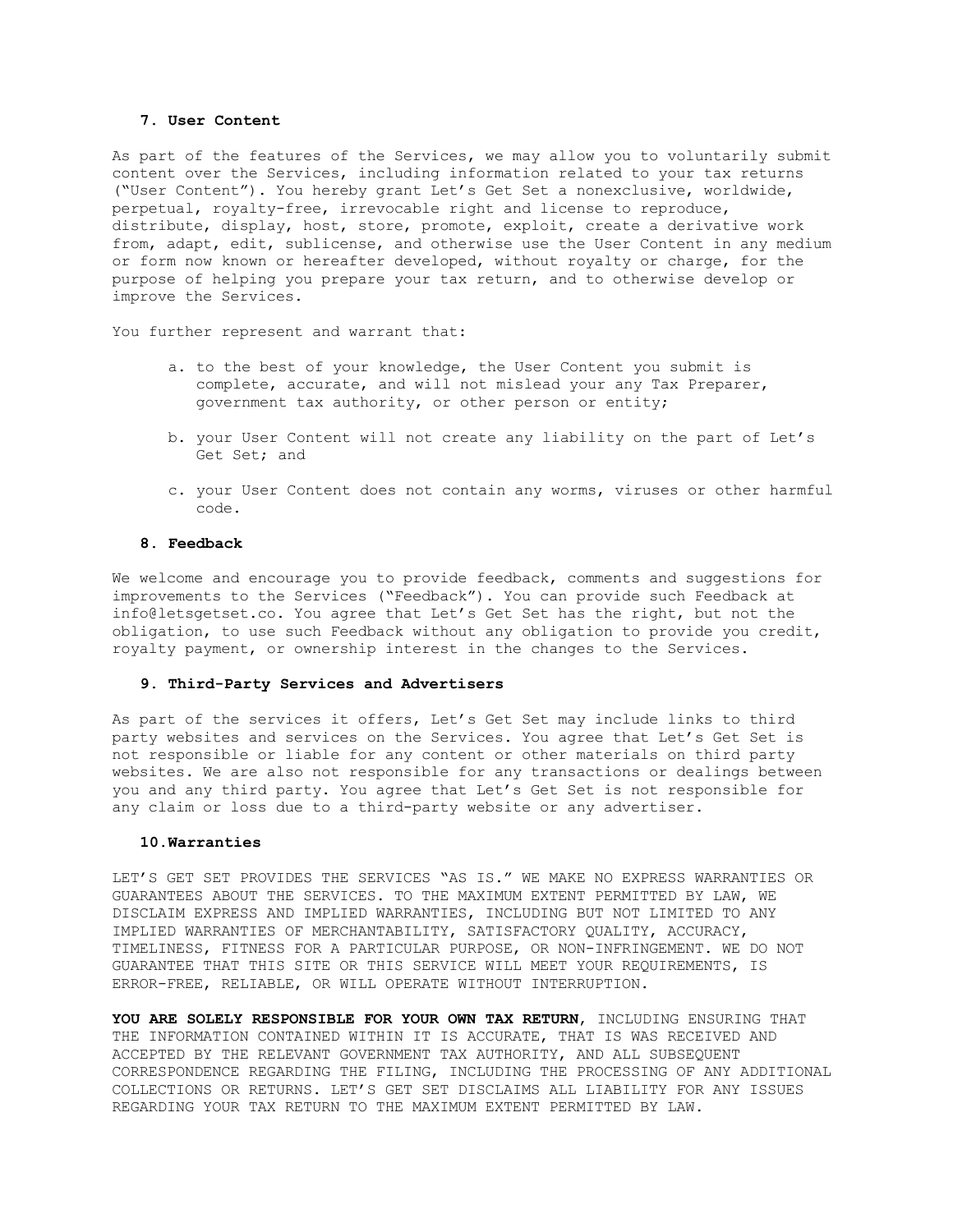### 7. User Content

As part of the features of the Services, we may allow you to voluntarily submit content over the Services, including information related to your tax returns ("User Content"). You hereby grant Let's Get Set a nonexclusive, worldwide, perpetual, royalty-free, irrevocable right and license to reproduce, distribute, display, host, store, promote, exploit, create a derivative work from, adapt, edit, sublicense, and otherwise use the User Content in any medium or form now known or hereafter developed, without royalty or charge, for the purpose of helping you prepare your tax return, and to otherwise develop or improve the Services.

You further represent and warrant that:

a. to the best of your knowledge, the User Content you submit is complete, accurate, and will not mislead your any Tax Preparer, government tax authority, or other person or entity;

b. your User Content will not create any liability on the part of Let's Get Set; and

c. your User Content does not contain any worms, viruses or other harmful code.

### 8. Feedback

We welcome and encourage you to provide feedback, comments and suggestions for improvements to the Services ("Feedback"). You can provide such Feedback at info@letsgetset.co. You agree that Let's Get Set has the right, but not the obligation, to use such Feedback without any obligation to provide you credit, royalty payment, or ownership interest in the changes to the Services.

### 9. Third-Party Services and Advertisers

As part of the services it offers, Let's Get Set may include links to third party websites and services on the Services. You agree that Let's Get Set is not responsible or liable for any content or other materials on third party websites. We are also not responsible for any transactions or dealings between you and any third party. You agree that Let's Get Set is not responsible for any claim or loss due to a third-party website or any advertiser.

### 10. Warranties

LET'S GET SET PROVIDES THE SERVICES "AS IS." WE MAKE NO EXPRESS WARRANTIES OR GUARANTEES ABOUT THE SERVICES. TO THE MAXIMUM EXTENT PERMITTED BY LAW, WE DISCLAIM EXPRESS AND IMPLIED WARRANTIES, INCLUDING BUT NOT LIMITED TO ANY IMPLIED WARRANTIES OF MERCHANTABILITY, SATISFACTORY QUALITY, ACCURACY, TIMELINESS, FITNESS FOR A PARTICULAR PURPOSE, OR NON-INFRINGEMENT. WE DO NOT GUARANTEE THAT THIS SITE OR THIS SERVICE WILL MEET YOUR REQUIREMENTS, IS ERROR-FREE, RELIABLE, OR WILL OPERATE WITHOUT INTERRUPTION.

**YOU ARE SOLELY RESPONSIBLE FOR YOUR OWN TAX RETURN**, INCLUDING ENSURING THAT THE INFORMATION CONTAINED WITHIN IT IS ACCURATE, THAT IS WAS RECEIVED AND ACCEPTED BY THE RELEVANT GOVERNMENT TAX AUTHORITY, AND ALL SUBSEQUENT CORRESPONDENCE REGARDING THE FILING, INCLUDING THE PROCESSING OF ANY ADDITIONAL COLLECTIONS OR RETURNS. LET'S GET SET DISCLAIMS ALL LIABILITY FOR ANY ISSUES REGARDING YOUR TAX RETURN TO THE MAXIMUM EXTENT PERMITTED BY LAW.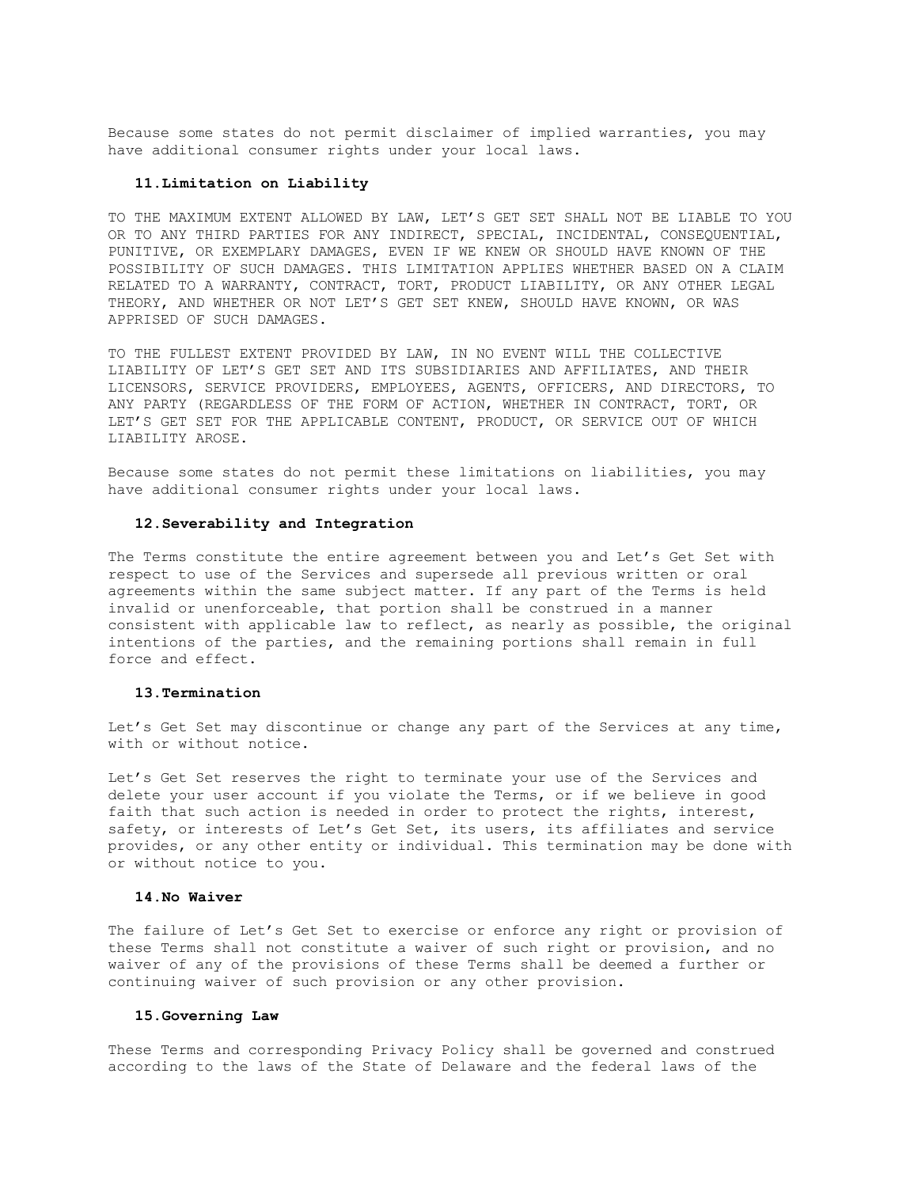Because some states do not permit disclaimer of implied warranties, you may have additional consumer rights under your local laws.

### 11. Limitation on Liability

TO THE MAXIMUM EXTENT ALLOWED BY LAW, LET'S GET SET SHALL NOT BE LIABLE TO YOU OR TO ANY THIRD PARTIES FOR ANY INDIRECT, SPECIAL, INCIDENTAL, CONSEQUENTIAL, PUNITIVE, OR EXEMPLARY DAMAGES, EVEN IF WE KNEW OR SHOULD HAVE KNOWN OF THE POSSIBILITY OF SUCH DAMAGES. THIS LIMITATION APPLIES WHETHER BASED ON A CLAIM RELATED TO A WARRANTY, CONTRACT, TORT, PRODUCT LIABILITY, OR ANY OTHER LEGAL THEORY, AND WHETHER OR NOT LET'S GET SET KNEW, SHOULD HAVE KNOWN, OR WAS APPRISED OF SUCH DAMAGES.

TO THE FULLEST EXTENT PROVIDED BY LAW, IN NO EVENT WILL THE COLLECTIVE LIABILITY OF LET'S GET SET AND ITS SUBSIDIARIES AND AFFILIATES, AND THEIR LICENSORS, SERVICE PROVIDERS, EMPLOYEES, AGENTS, OFFICERS, AND DIRECTORS, TO ANY PARTY (REGARDLESS OF THE FORM OF ACTION, WHETHER IN CONTRACT, TORT, OR LET'S GET SET FOR THE APPLICABLE CONTENT, PRODUCT, OR SERVICE OUT OF WHICH LIABILITY AROSE.

Because some states do not permit these limitations on liabilities, you may have additional consumer rights under your local laws.

### 12. Severability and Integration

The Terms constitute the entire agreement between you and Let's Get Set with respect to use of the Services and supersede all previous written or oral agreements within the same subject matter. If any part of the Terms is held invalid or unenforceable, that portion shall be construed in a manner consistent with applicable law to reflect, as nearly as possible, the original intentions of the parties, and the remaining portions shall remain in full force and effect.

### 13. Termination

Let's Get Set may discontinue or change any part of the Services at any time, with or without notice.

Let's Get Set reserves the right to terminate your use of the Services and delete your user account if you violate the Terms, or if we believe in good faith that such action is needed in order to protect the rights, interest, safety, or interests of Let's Get Set, its users, its affiliates and service provides, or any other entity or individual. This termination may be done with or without notice to you.

### 14. No Waiver

The failure of Let's Get Set to exercise or enforce any right or provision of these Terms shall not constitute a waiver of such right or provision, and no waiver of any of the provisions of these Terms shall be deemed a further or continuing waiver of such provision or any other provision.

### 15. Governing Law

These Terms and corresponding Privacy Policy shall be governed and construed according to the laws of the State of Delaware and the federal laws of the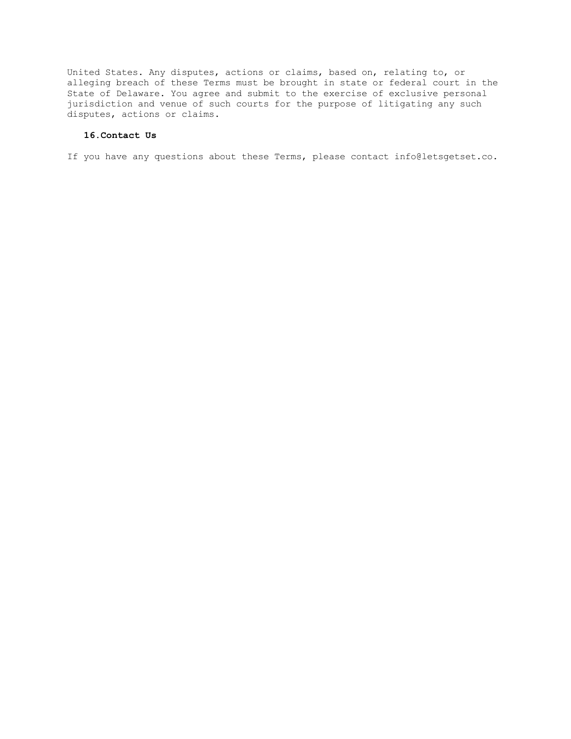United States. Any disputes, actions or claims, based on, relating to, or alleging breach of these Terms must be brought in state or federal court in the State of Delaware. You agree and submit to the exercise of exclusive personal jurisdiction and venue of such courts for the purpose of litigating any such disputes, actions or claims.

## 16. Contact Us

If you have any questions about these Terms, please contact info@letsgetset.co.